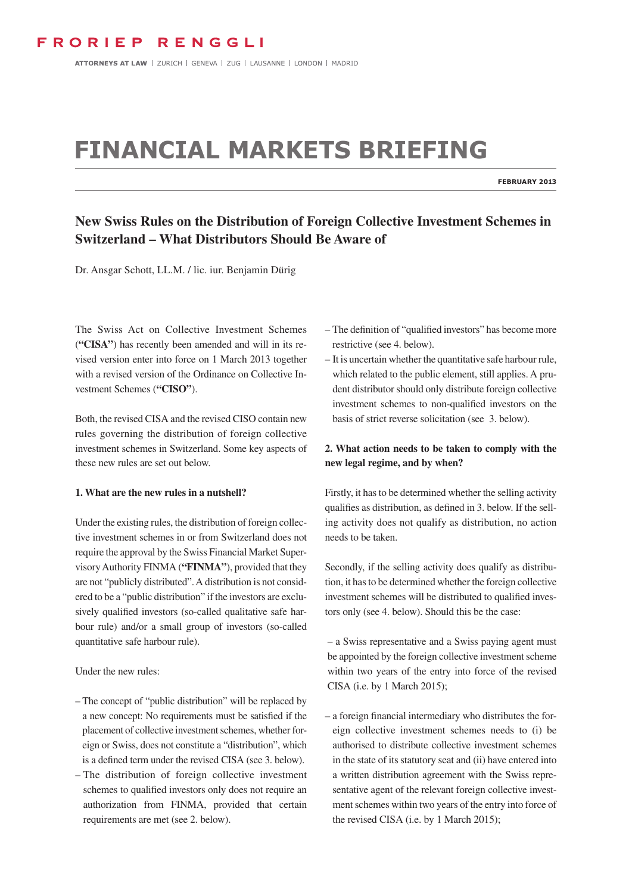FRORIEP RENGGLI

ATTORNEYS AT LAW | ZURICH | GENEVA | ZUG | LAUSANNE | LONDON | MADRID

# FINANCIAL MARKETS BRIEFING

**FEBRUARY 2013**

## New Swiss Rules on the Distribution of Foreign Collective Investment Schemes in Switzerland – What Distributors Should Be Aware of

Dr. Ansgar Schott, LL.M. / lic. iur. Benjamin Dürig

The Swiss Act on Collective Investment Schemes (**"CISA"**) has recently been amended and will in its revised version enter into force on 1 March 2013 together with a revised version of the Ordinance on Collective Investment Schemes (**"CISO"**).

Both, the revised CISA and the revised CISO contain new rules governing the distribution of foreign collective investment schemes in Switzerland. Some key aspects of these new rules are set out below.

### 1. What are the new rules in a nutshell?

Under the existing rules, the distribution of foreign collective investment schemes in or from Switzerland does not require the approval by the Swiss Financial Market Supervisory Authority FINMA (**"FINMA"**), provided that they are not "publicly distributed". A distribution is not considered to be a "public distribution" if the investors are exclusively qualified investors (so-called qualitative safe harbour rule) and/or a small group of investors (so-called quantitative safe harbour rule).

Under the new rules:

- The concept of "public distribution" will be replaced by a new concept: No requirements must be satisfied if the placement of collective investment schemes, whether foreign or Swiss, does not constitute a "distribution", which is a defined term under the revised CISA (see 3. below).
- The distribution of foreign collective investment schemes to qualified investors only does not require an authorization from FINMA, provided that certain requirements are met (see 2. below).
- The definition of "qualified investors" has become more restrictive (see 4. below).
- It is uncertain whether the quantitative safe harbour rule, which related to the public element, still applies. A prudent distributor should only distribute foreign collective investment schemes to non-qualified investors on the basis of strict reverse solicitation (see 3. below).

### 2. What action needs to be taken to comply with the new legal regime, and by when?

Firstly, it has to be determined whether the selling activity qualifies as distribution, as defined in 3. below. If the selling activity does not qualify as distribution, no action needs to be taken.

Secondly, if the selling activity does qualify as distribution, it has to be determined whether the foreign collective investment schemes will be distributed to qualified investors only (see 4. below). Should this be the case:

- a Swiss representative and a Swiss paying agent must be appointed by the foreign collective investment scheme within two years of the entry into force of the revised CISA (i.e. by 1 March 2015);
- a foreign financial intermediary who distributes the foreign collective investment schemes needs to (i) be authorised to distribute collective investment schemes in the state of its statutory seat and (ii) have entered into a written distribution agreement with the Swiss representative agent of the relevant foreign collective investment schemes within two years of the entry into force of the revised CISA (i.e. by 1 March 2015);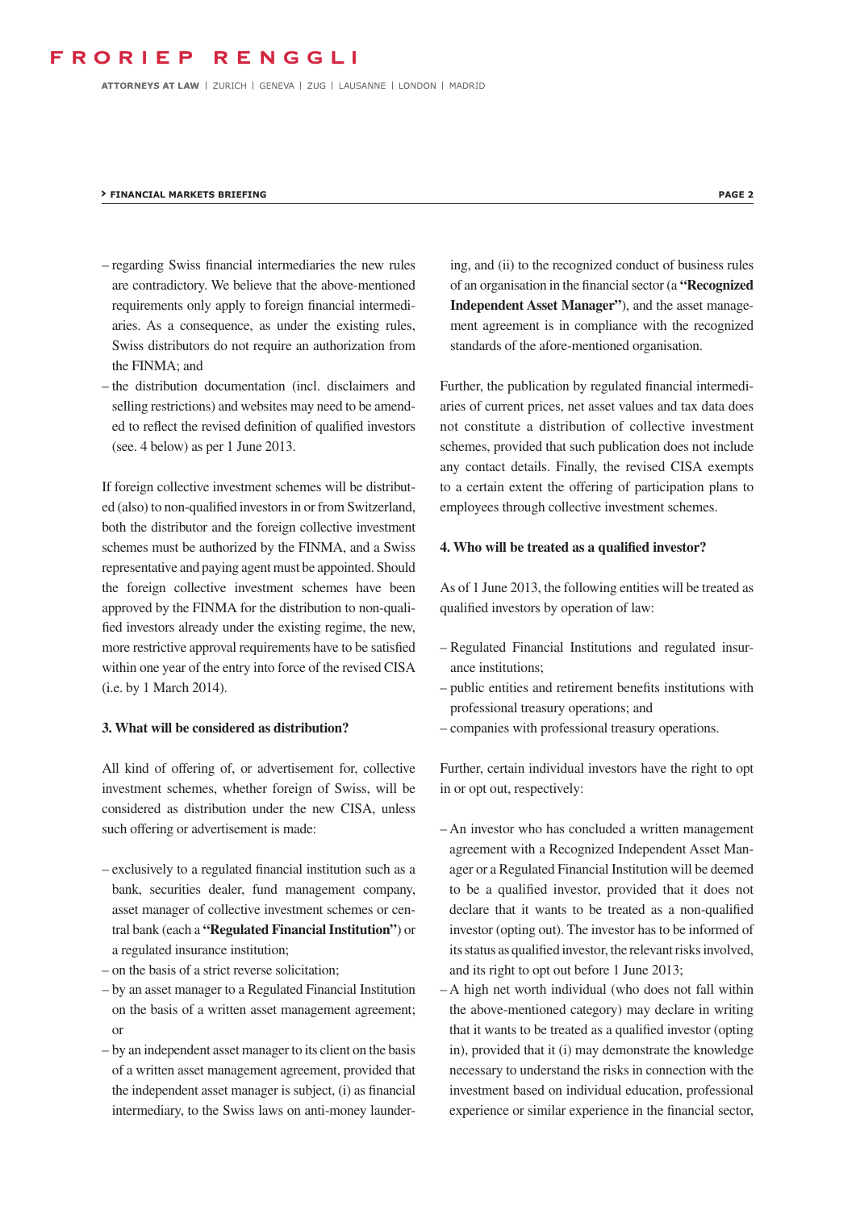- regarding Swiss financial intermediaries the new rules are contradictory. We believe that the above-mentioned requirements only apply to foreign financial intermediaries. As a consequence, as under the existing rules, Swiss distributors do not require an authorization from the FINMA; and
- the distribution documentation (incl. disclaimers and selling restrictions) and websites may need to be amended to reflect the revised definition of qualified investors (see. 4 below) as per 1 June 2013.

If foreign collective investment schemes will be distributed (also) to non-qualified investors in or from Switzerland, both the distributor and the foreign collective investment schemes must be authorized by the FINMA, and a Swiss representative and paying agent must be appointed. Should the foreign collective investment schemes have been approved by the FINMA for the distribution to non-qualified investors already under the existing regime, the new, more restrictive approval requirements have to be satisfied within one year of the entry into force of the revised CISA (i.e. by 1 March 2014).

### 3. What will be considered as distribution?

All kind of offering of, or advertisement for, collective investment schemes, whether foreign of Swiss, will be considered as distribution under the new CISA, unless such offering or advertisement is made:

- exclusively to a regulated financial institution such as a bank, securities dealer, fund management company, asset manager of collective investment schemes or central bank (each a **"Regulated Financial Institution"**) or a regulated insurance institution;
- on the basis of a strict reverse solicitation;
- by an asset manager to a Regulated Financial Institution on the basis of a written asset management agreement; or
- by an independent asset manager to its client on the basis of a written asset management agreement, provided that the independent asset manager is subject, (i) as financial intermediary, to the Swiss laws on anti-money laundering, and (ii) to the recognized conduct of business rules of an organisation in the financial sector (a **"Recognized Independent Asset Manager"**), and the asset management agreement is in compliance with the recognized standards of the afore-mentioned organisation.

Further, the publication by regulated financial intermediaries of current prices, net asset values and tax data does not constitute a distribution of collective investment schemes, provided that such publication does not include any contact details. Finally, the revised CISA exempts to a certain extent the offering of participation plans to employees through collective investment schemes.

### 4. Who will be treated as a qualified investor?

As of 1 June 2013, the following entities will be treated as qualified investors by operation of law:

- Regulated Financial Institutions and regulated insurance institutions;
- public entities and retirement benefits institutions with professional treasury operations; and
- companies with professional treasury operations.

Further, certain individual investors have the right to opt in or opt out, respectively:

- An investor who has concluded a written management agreement with a Recognized Independent Asset Manager or a Regulated Financial Institution will be deemed to be a qualified investor, provided that it does not declare that it wants to be treated as a non-qualified investor (opting out). The investor has to be informed of its status as qualified investor, the relevant risks involved, and its right to opt out before 1 June 2013;
- A high net worth individual (who does not fall within the above-mentioned category) may declare in writing that it wants to be treated as a qualified investor (opting in), provided that it (i) may demonstrate the knowledge necessary to understand the risks in connection with the investment based on individual education, professional experience or similar experience in the financial sector,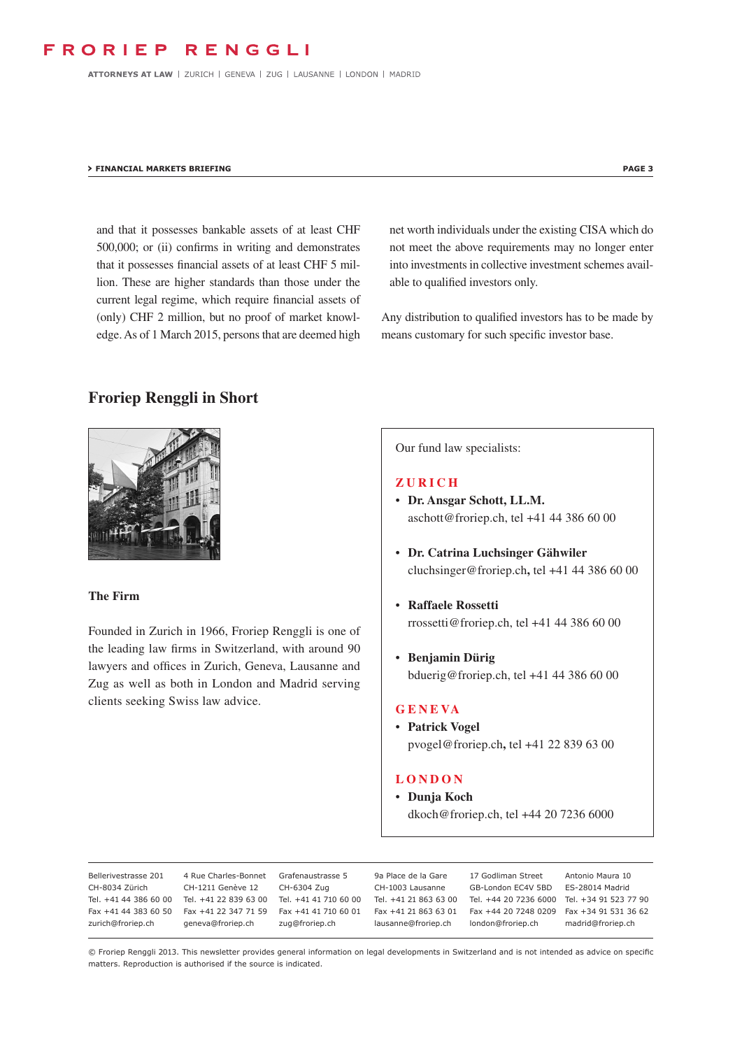and that it possesses bankable assets of at least CHF 500,000; or (ii) confirms in writing and demonstrates that it possesses financial assets of at least CHF 5 million. These are higher standards than those under the current legal regime, which require financial assets of (only) CHF 2 million, but no proof of market knowledge. As of 1 March 2015, persons that are deemed high net worth individuals under the existing CISA which do not meet the above requirements may no longer enter into investments in collective investment schemes available to qualified investors only.

Any distribution to qualified investors has to be made by means customary for such specific investor base.

## Froriep Renggli in Short

### The Firm

Founded in Zurich in 1966, Froriep Renggli is one of the leading law firms in Switzerland, with around 90 lawyers and offices in Zurich, Geneva, Lausanne and Zug as well as both in London and Madrid serving clients seeking Swiss law advice.

Our fund law specialists:

**ZURICH**

- **Dr. Ansgar Schott, LL.M.**
  aschott@froriep.ch, tel +41 44 386 60 00
- **Dr. Catrina Luchsinger Gähwiler**
  cluchsinger@froriep.ch, tel +41 44 386 60 00
- **Raffaele Rossetti**
  rrossetti@froriep.ch, tel +41 44 386 60 00
- **Benjamin Dürig**
  bduerig@froriep.ch, tel +41 44 386 60 00

**GENEVA**

- **Patrick Vogel**
  pvogel@froriep.ch, tel +41 22 839 63 00

**LONDON**

- **Dunja Koch**
  dkoch@froriep.ch, tel +44 20 7236 6000

| | | | | | |
|---|---|---|---|---|---|
| Bellerivestrasse 201 | 4 Rue Charles-Bonnet | Grafenaustrasse 5 | 9a Place de la Gare | 17 Godliman Street | Antonio Maura 10 |
| CH-8034 Zürich | CH-1211 Genève 12 | CH-6304 Zug | CH-1003 Lausanne | GB-London EC4V 5BD | ES-28014 Madrid |
| Tel. +41 44 386 60 00 | Tel. +41 22 839 63 00 | Tel. +41 41 710 60 00 | Tel. +41 21 863 63 00 | Tel. +44 20 7236 6000 | Tel. +34 91 523 77 90 |
| Fax +41 44 383 60 50 | Fax +41 22 347 71 59 | Fax +41 41 710 60 01 | Fax +41 21 863 63 01 | Fax +44 20 7248 0209 | Fax +34 91 531 36 62 |
| zurich@froriep.ch | geneva@froriep.ch | zug@froriep.ch | lausanne@froriep.ch | london@froriep.ch | madrid@froriep.ch |

© Froriep Renggli 2013. This newsletter provides general information on legal developments in Switzerland and is not intended as advice on specific matters. Reproduction is authorised if the source is indicated.